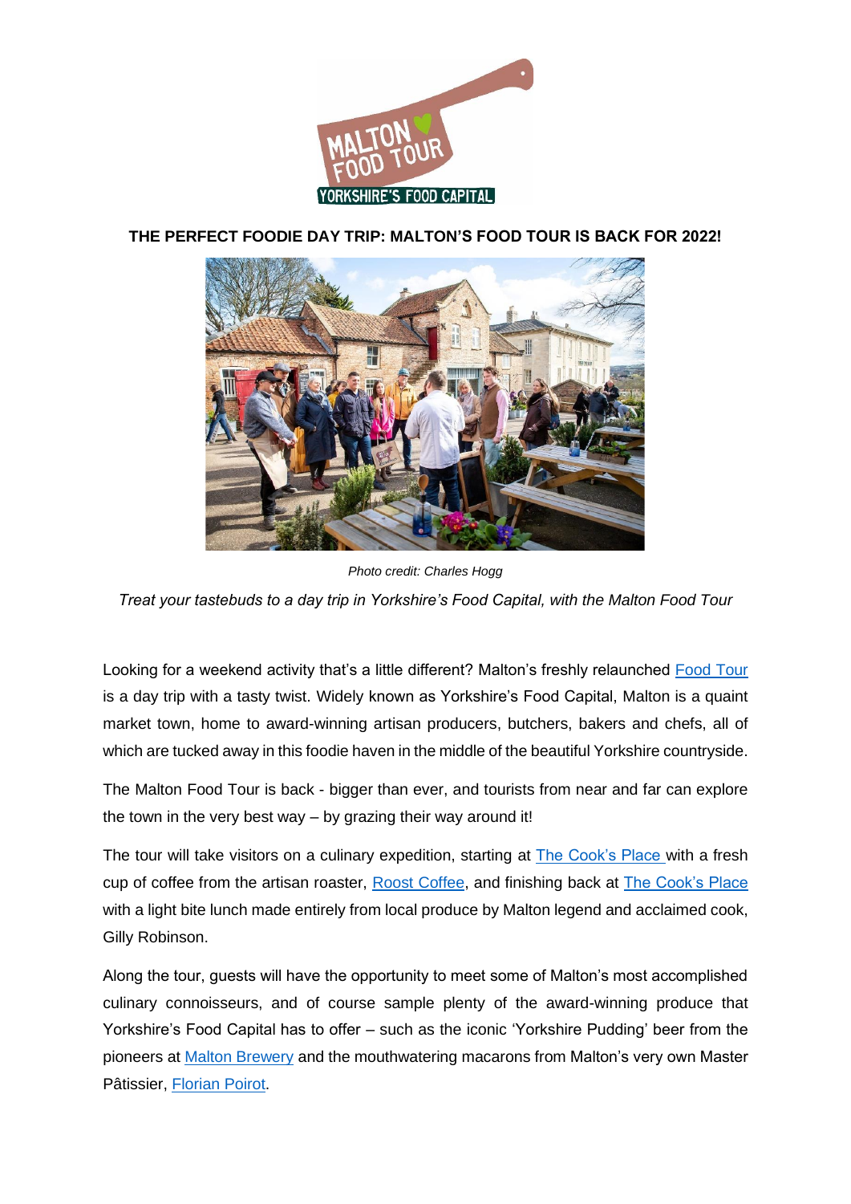# THE PERFECT FOODIE DAY TRIP: MALTON'S FOOD TOUR IS BACK FOR 2022!

*Photo credit: Charles Hogg*

*Treat your tastebuds to a day trip in Yorkshire's Food Capital, with the Malton Food Tour*

Looking for a weekend activity that's a little different? Malton's freshly relaunched Food Tour is a day trip with a tasty twist. Widely known as Yorkshire's Food Capital, Malton is a quaint market town, home to award-winning artisan producers, butchers, bakers and chefs, all of which are tucked away in this foodie haven in the middle of the beautiful Yorkshire countryside.

The Malton Food Tour is back - bigger than ever, and tourists from near and far can explore the town in the very best way – by grazing their way around it!

The tour will take visitors on a culinary expedition, starting at The Cook's Place with a fresh cup of coffee from the artisan roaster, Roost Coffee, and finishing back at The Cook's Place with a light bite lunch made entirely from local produce by Malton legend and acclaimed cook, Gilly Robinson.

Along the tour, guests will have the opportunity to meet some of Malton's most accomplished culinary connoisseurs, and of course sample plenty of the award-winning produce that Yorkshire's Food Capital has to offer – such as the iconic 'Yorkshire Pudding' beer from the pioneers at Malton Brewery and the mouthwatering macarons from Malton's very own Master Pâtissier, Florian Poirot.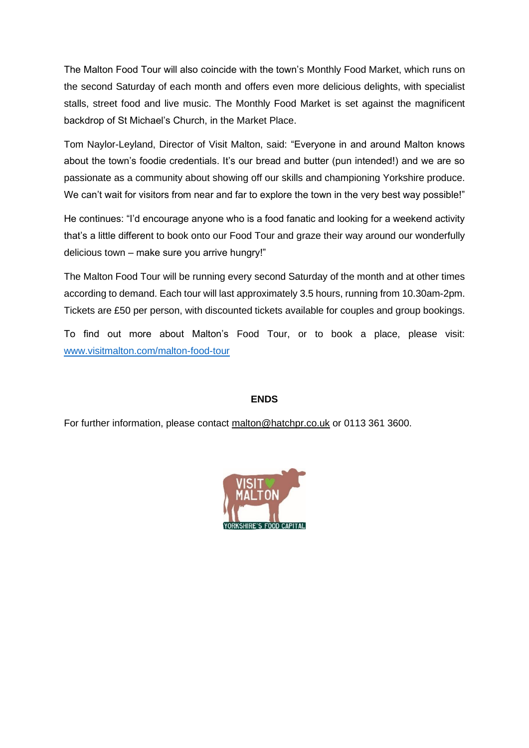The Malton Food Tour will also coincide with the town's Monthly Food Market, which runs on the second Saturday of each month and offers even more delicious delights, with specialist stalls, street food and live music. The Monthly Food Market is set against the magnificent backdrop of St Michael's Church, in the Market Place.

Tom Naylor-Leyland, Director of Visit Malton, said: "Everyone in and around Malton knows about the town's foodie credentials. It's our bread and butter (pun intended!) and we are so passionate as a community about showing off our skills and championing Yorkshire produce. We can't wait for visitors from near and far to explore the town in the very best way possible!"

He continues: "I'd encourage anyone who is a food fanatic and looking for a weekend activity that's a little different to book onto our Food Tour and graze their way around our wonderfully delicious town – make sure you arrive hungry!"

The Malton Food Tour will be running every second Saturday of the month and at other times according to demand. Each tour will last approximately 3.5 hours, running from 10.30am-2pm. Tickets are £50 per person, with discounted tickets available for couples and group bookings.

To find out more about Malton's Food Tour, or to book a place, please visit: [www.visitmalton.com/malton-food-tour](http://www.visitmalton.com/malton-food-tour)

**ENDS**

For further information, please contact malton@hatchpr.co.uk or 0113 361 3600.

VISIT MALTON
YORKSHIRE'S FOOD CAPITAL